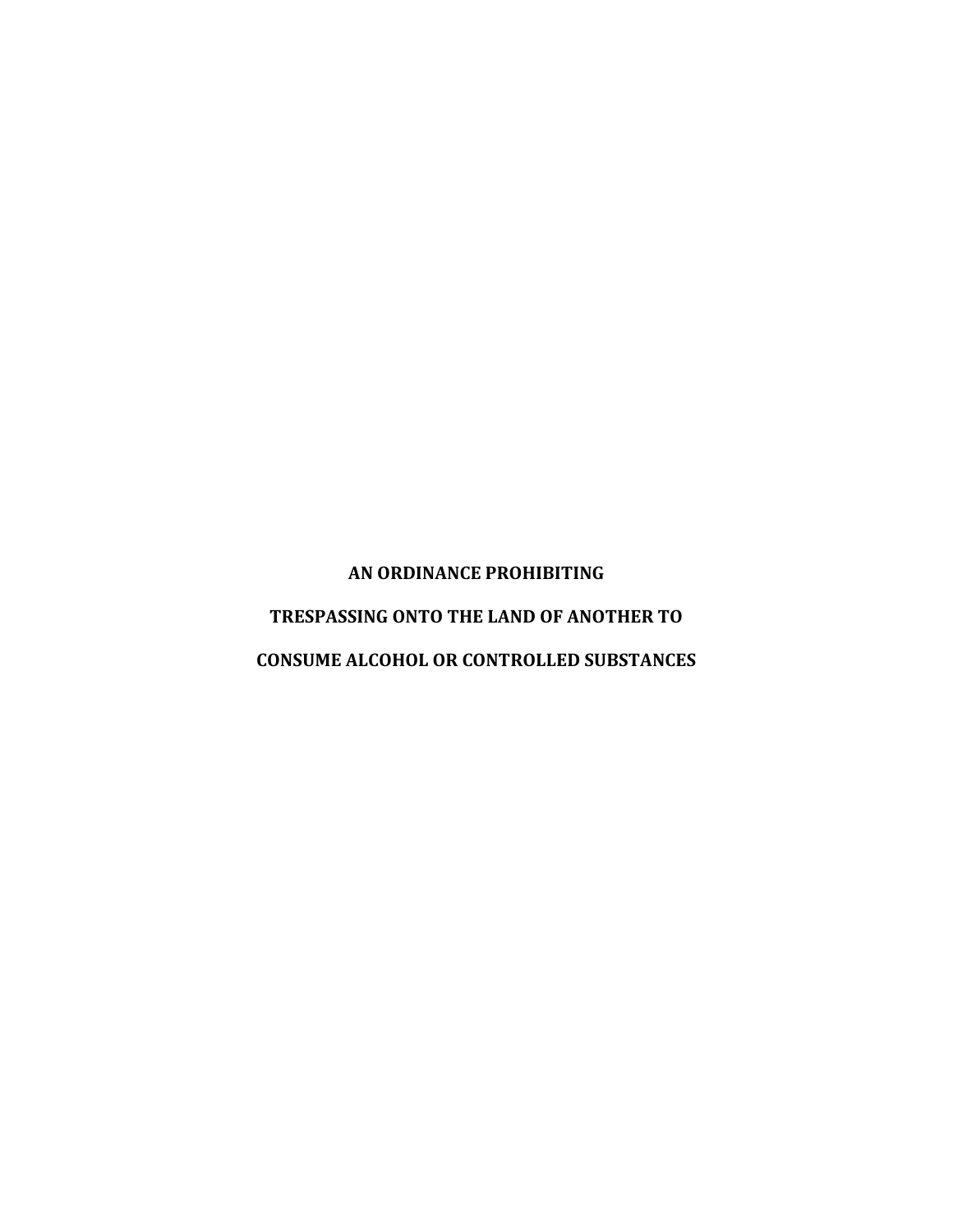# AN ORDINANCE PROHIBITING

# TRESPASSING ONTO THE LAND OF ANOTHER TO

# CONSUME ALCOHOL OR CONTROLLED SUBSTANCES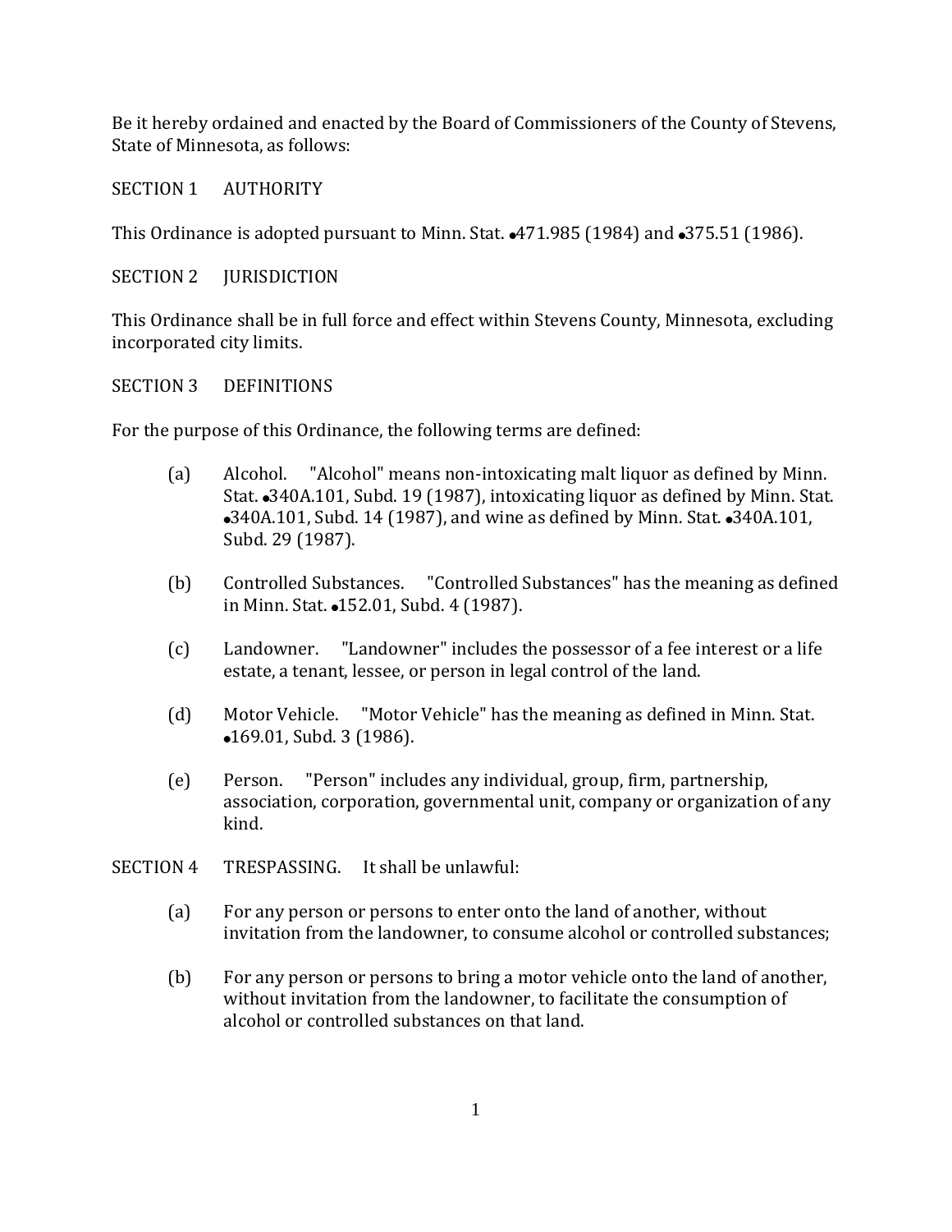Be it hereby ordained and enacted by the Board of Commissioners of the County of Stevens, State of Minnesota, as follows:

## SECTION 1 AUTHORITY

This Ordinance is adopted pursuant to Minn. Stat. •471.985 (1984) and •375.51 (1986).

## SECTION 2 JURISDICTION

This Ordinance shall be in full force and effect within Stevens County, Minnesota, excluding incorporated city limits.

## SECTION 3 DEFINITIONS

For the purpose of this Ordinance, the following terms are defined:

(a) Alcohol. "Alcohol" means non-intoxicating malt liquor as defined by Minn. Stat. •340A.101, Subd. 19 (1987), intoxicating liquor as defined by Minn. Stat. •340A.101, Subd. 14 (1987), and wine as defined by Minn. Stat. •340A.101, Subd. 29 (1987).

(b) Controlled Substances. "Controlled Substances" has the meaning as defined in Minn. Stat. •152.01, Subd. 4 (1987).

(c) Landowner. "Landowner" includes the possessor of a fee interest or a life estate, a tenant, lessee, or person in legal control of the land.

(d) Motor Vehicle. "Motor Vehicle" has the meaning as defined in Minn. Stat. •169.01, Subd. 3 (1986).

(e) Person. "Person" includes any individual, group, firm, partnership, association, corporation, governmental unit, company or organization of any kind.

## SECTION 4 TRESPASSING. It shall be unlawful:

(a) For any person or persons to enter onto the land of another, without invitation from the landowner, to consume alcohol or controlled substances;

(b) For any person or persons to bring a motor vehicle onto the land of another, without invitation from the landowner, to facilitate the consumption of alcohol or controlled substances on that land.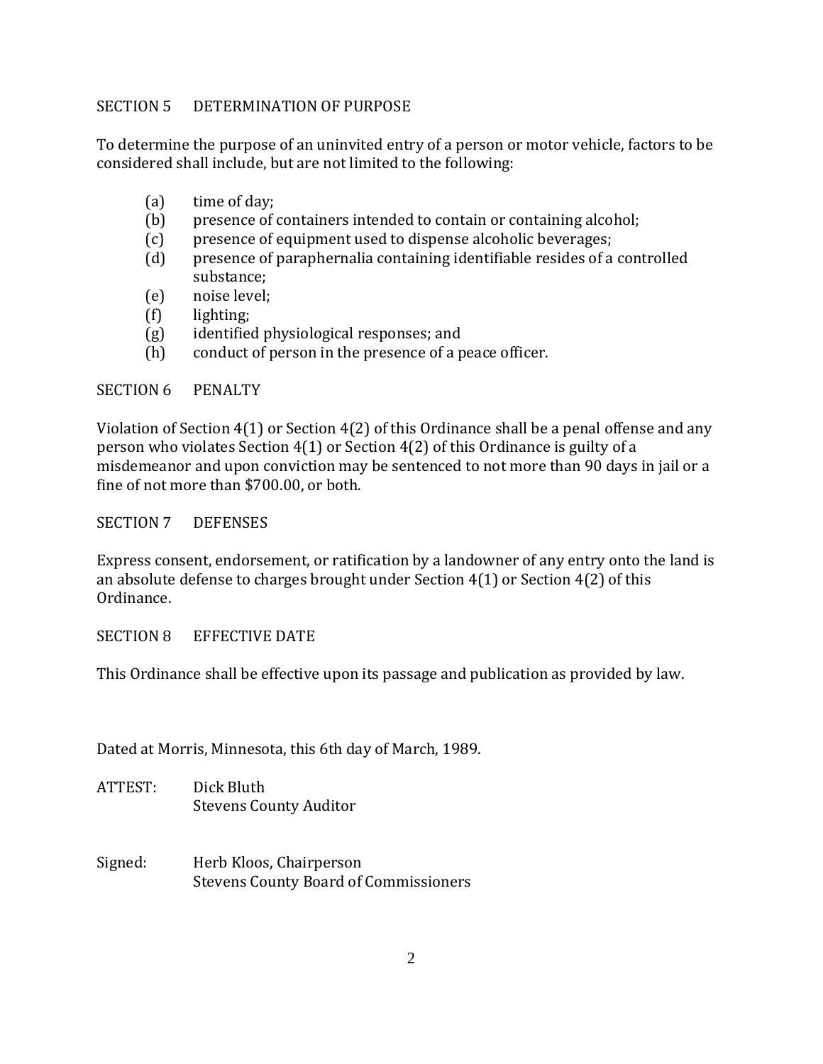## SECTION 5 DETERMINATION OF PURPOSE

To determine the purpose of an uninvited entry of a person or motor vehicle, factors to be considered shall include, but are not limited to the following:

- (a) time of day;
- (b) presence of containers intended to contain or containing alcohol;
- (c) presence of equipment used to dispense alcoholic beverages;
- (d) presence of paraphernalia containing identifiable resides of a controlled substance;
- (e) noise level;
- (f) lighting;
- (g) identified physiological responses; and
- (h) conduct of person in the presence of a peace officer.

## SECTION 6 PENALTY

Violation of Section 4(1) or Section 4(2) of this Ordinance shall be a penal offense and any person who violates Section 4(1) or Section 4(2) of this Ordinance is guilty of a misdemeanor and upon conviction may be sentenced to not more than 90 days in jail or a fine of not more than $700.00, or both.

## SECTION 7 DEFENSES

Express consent, endorsement, or ratification by a landowner of any entry onto the land is an absolute defense to charges brought under Section 4(1) or Section 4(2) of this Ordinance.

## SECTION 8 EFFECTIVE DATE

This Ordinance shall be effective upon its passage and publication as provided by law.

Dated at Morris, Minnesota, this 6th day of March, 1989.

ATTEST: Dick Bluth
Stevens County Auditor

Signed: Herb Kloos, Chairperson
Stevens County Board of Commissioners